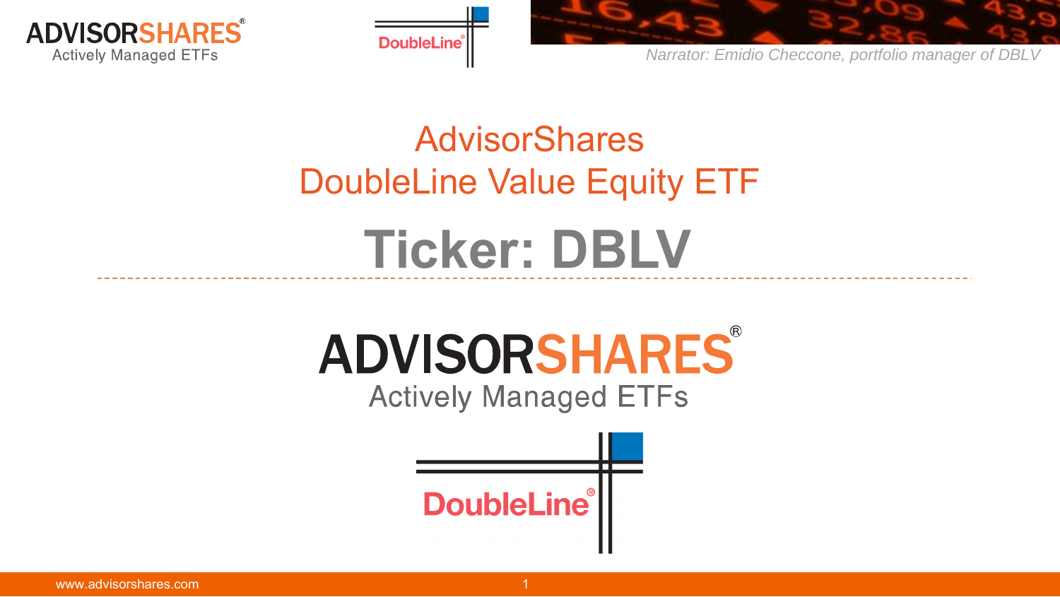*Narrator: Emidio Checcone, portfolio manager of DBLV*

# AdvisorShares DoubleLine Value Equity ETF

# Ticker: DBLV

ADVISORSHARES®
Actively Managed ETFs

DoubleLine®

www.advisorshares.com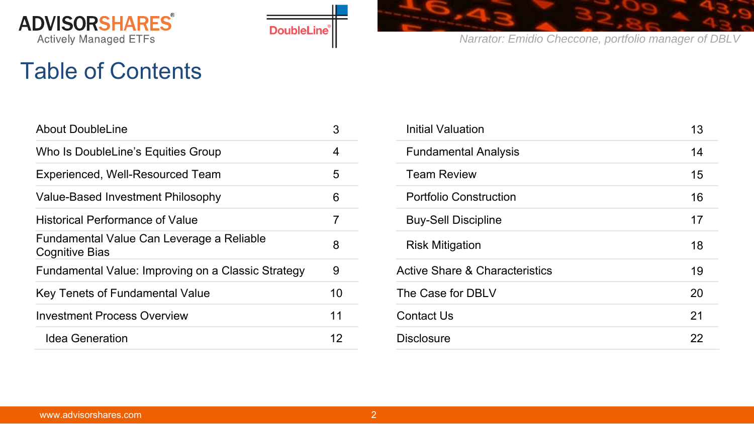*Narrator: Emidio Checcone, portfolio manager of DBLV*

# Table of Contents

| Section | Page |
|---|---|
| About DoubleLine | 3 |
| Who Is DoubleLine's Equities Group | 4 |
| Experienced, Well-Resourced Team | 5 |
| Value-Based Investment Philosophy | 6 |
| Historical Performance of Value | 7 |
| Fundamental Value Can Leverage a Reliable Cognitive Bias | 8 |
| Fundamental Value: Improving on a Classic Strategy | 9 |
| Key Tenets of Fundamental Value | 10 |
| Investment Process Overview | 11 |
| Idea Generation | 12 |
| Initial Valuation | 13 |
| Fundamental Analysis | 14 |
| Team Review | 15 |
| Portfolio Construction | 16 |
| Buy-Sell Discipline | 17 |
| Risk Mitigation | 18 |
| Active Share & Characteristics | 19 |
| The Case for DBLV | 20 |
| Contact Us | 21 |
| Disclosure | 22 |

www.advisorshares.com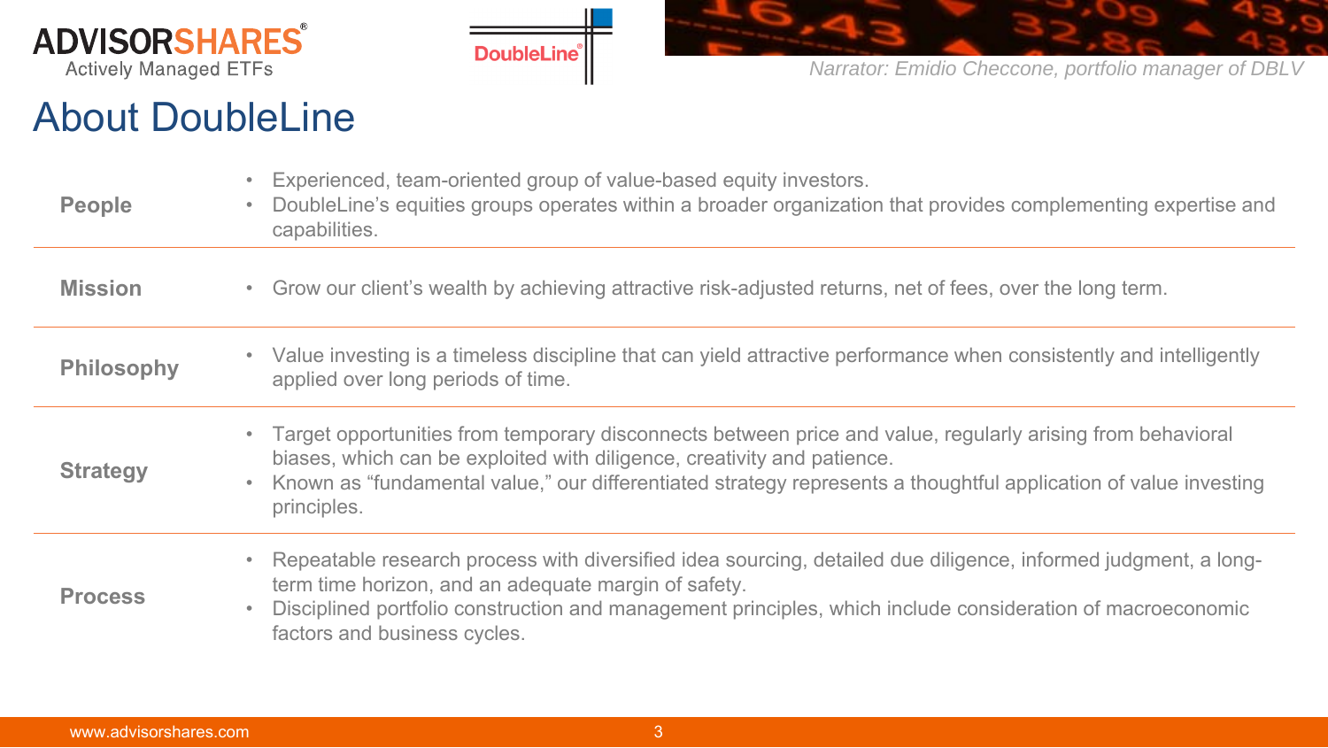*Narrator: Emidio Checcone, portfolio manager of DBLV*

# About DoubleLine

| | |
|---|---|
| **People** | • Experienced, team-oriented group of value-based equity investors.<br>• DoubleLine's equities groups operates within a broader organization that provides complementing expertise and capabilities. |
| **Mission** | • Grow our client's wealth by achieving attractive risk-adjusted returns, net of fees, over the long term. |
| **Philosophy** | • Value investing is a timeless discipline that can yield attractive performance when consistently and intelligently applied over long periods of time. |
| **Strategy** | • Target opportunities from temporary disconnects between price and value, regularly arising from behavioral biases, which can be exploited with diligence, creativity and patience.<br>• Known as "fundamental value," our differentiated strategy represents a thoughtful application of value investing principles. |
| **Process** | • Repeatable research process with diversified idea sourcing, detailed due diligence, informed judgment, a long-term time horizon, and an adequate margin of safety.<br>• Disciplined portfolio construction and management principles, which include consideration of macroeconomic factors and business cycles. |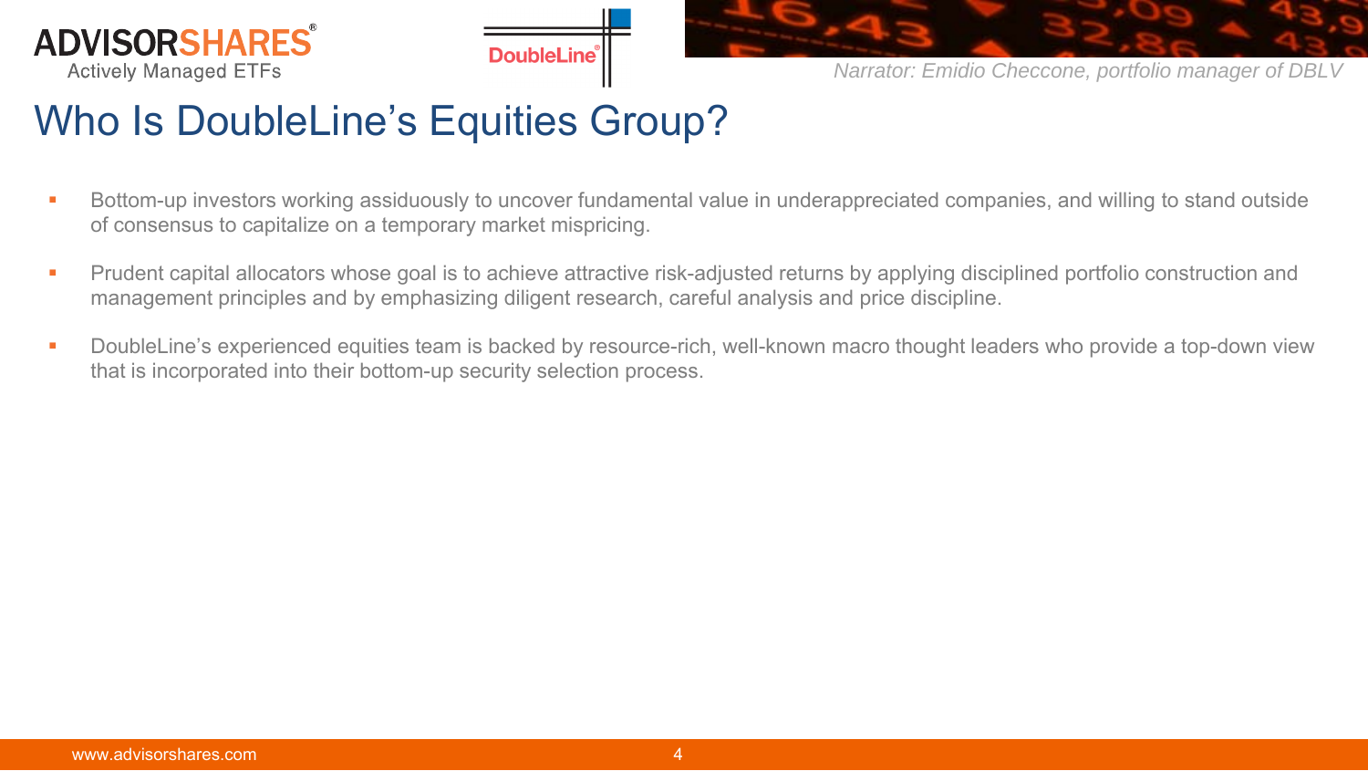*Narrator: Emidio Checcone, portfolio manager of DBLV*

# Who Is DoubleLine's Equities Group?

- Bottom-up investors working assiduously to uncover fundamental value in underappreciated companies, and willing to stand outside of consensus to capitalize on a temporary market mispricing.
- Prudent capital allocators whose goal is to achieve attractive risk-adjusted returns by applying disciplined portfolio construction and management principles and by emphasizing diligent research, careful analysis and price discipline.
- DoubleLine's experienced equities team is backed by resource-rich, well-known macro thought leaders who provide a top-down view that is incorporated into their bottom-up security selection process.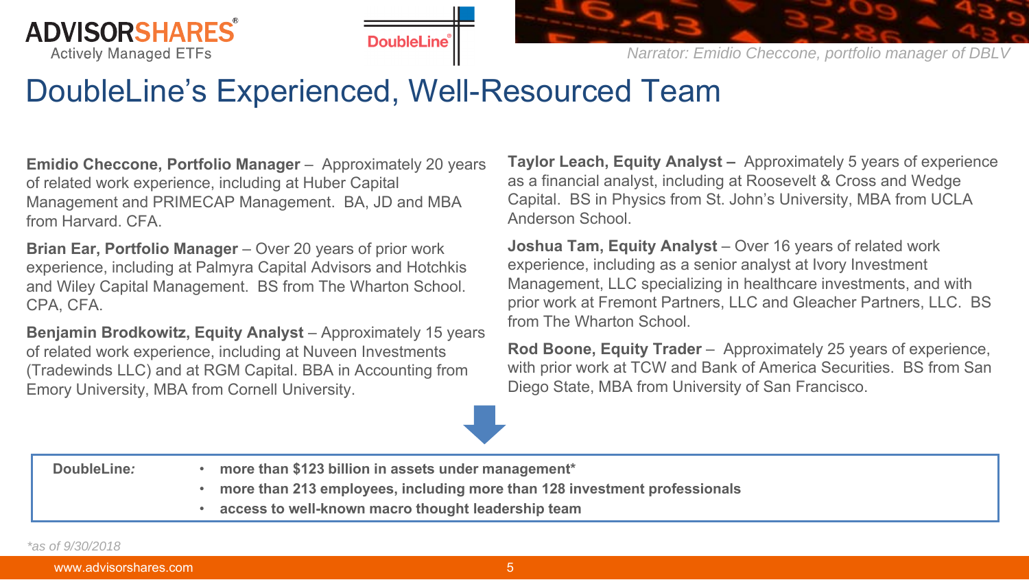Narrator: *Emidio Checcone, portfolio manager of DBLV*

# DoubleLine's Experienced, Well-Resourced Team

**Emidio Checcone, Portfolio Manager** – Approximately 20 years of related work experience, including at Huber Capital Management and PRIMECAP Management. BA, JD and MBA from Harvard. CFA.

**Brian Ear, Portfolio Manager** – Over 20 years of prior work experience, including at Palmyra Capital Advisors and Hotchkis and Wiley Capital Management. BS from The Wharton School. CPA, CFA.

**Benjamin Brodkowitz, Equity Analyst** – Approximately 15 years of related work experience, including at Nuveen Investments (Tradewinds LLC) and at RGM Capital. BBA in Accounting from Emory University, MBA from Cornell University.

**Taylor Leach, Equity Analyst –** Approximately 5 years of experience as a financial analyst, including at Roosevelt & Cross and Wedge Capital. BS in Physics from St. John's University, MBA from UCLA Anderson School.

**Joshua Tam, Equity Analyst** – Over 16 years of related work experience, including as a senior analyst at Ivory Investment Management, LLC specializing in healthcare investments, and with prior work at Fremont Partners, LLC and Gleacher Partners, LLC. BS from The Wharton School.

**Rod Boone, Equity Trader** – Approximately 25 years of experience, with prior work at TCW and Bank of America Securities. BS from San Diego State, MBA from University of San Francisco.

**DoubleLine:**

- **more than $123 billion in assets under management***
- **more than 213 employees, including more than 128 investment professionals**
- **access to well-known macro thought leadership team**

*\*as of 9/30/2018*

www.advisorshares.com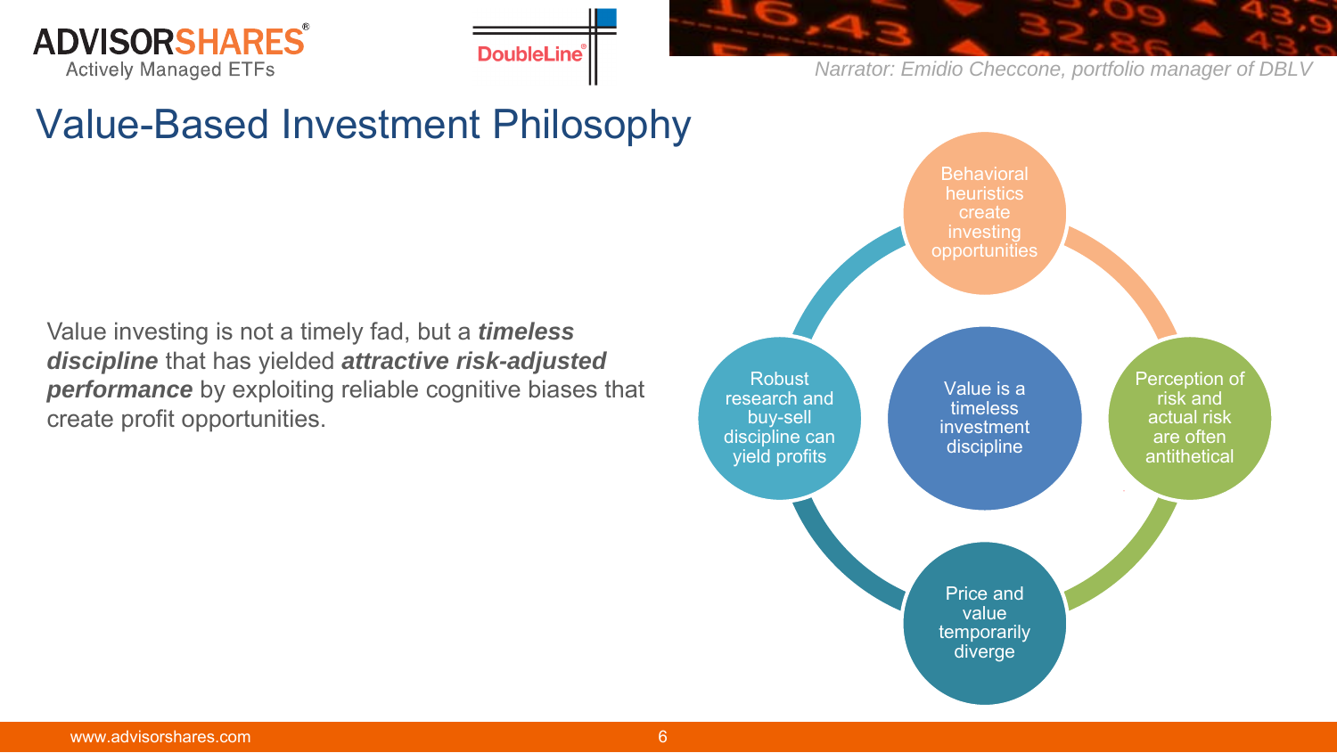Narrator: Emidio Checcone, portfolio manager of DBLV

# Value-Based Investment Philosophy

Value investing is not a timely fad, but a ***timeless discipline*** that has yielded ***attractive risk-adjusted performance*** by exploiting reliable cognitive biases that create profit opportunities.

- Value is a timeless investment discipline
- Behavioral heuristics create investing opportunities
- Perception of risk and actual risk are often antithetical
- Price and value temporarily diverge
- Robust research and buy-sell discipline can yield profits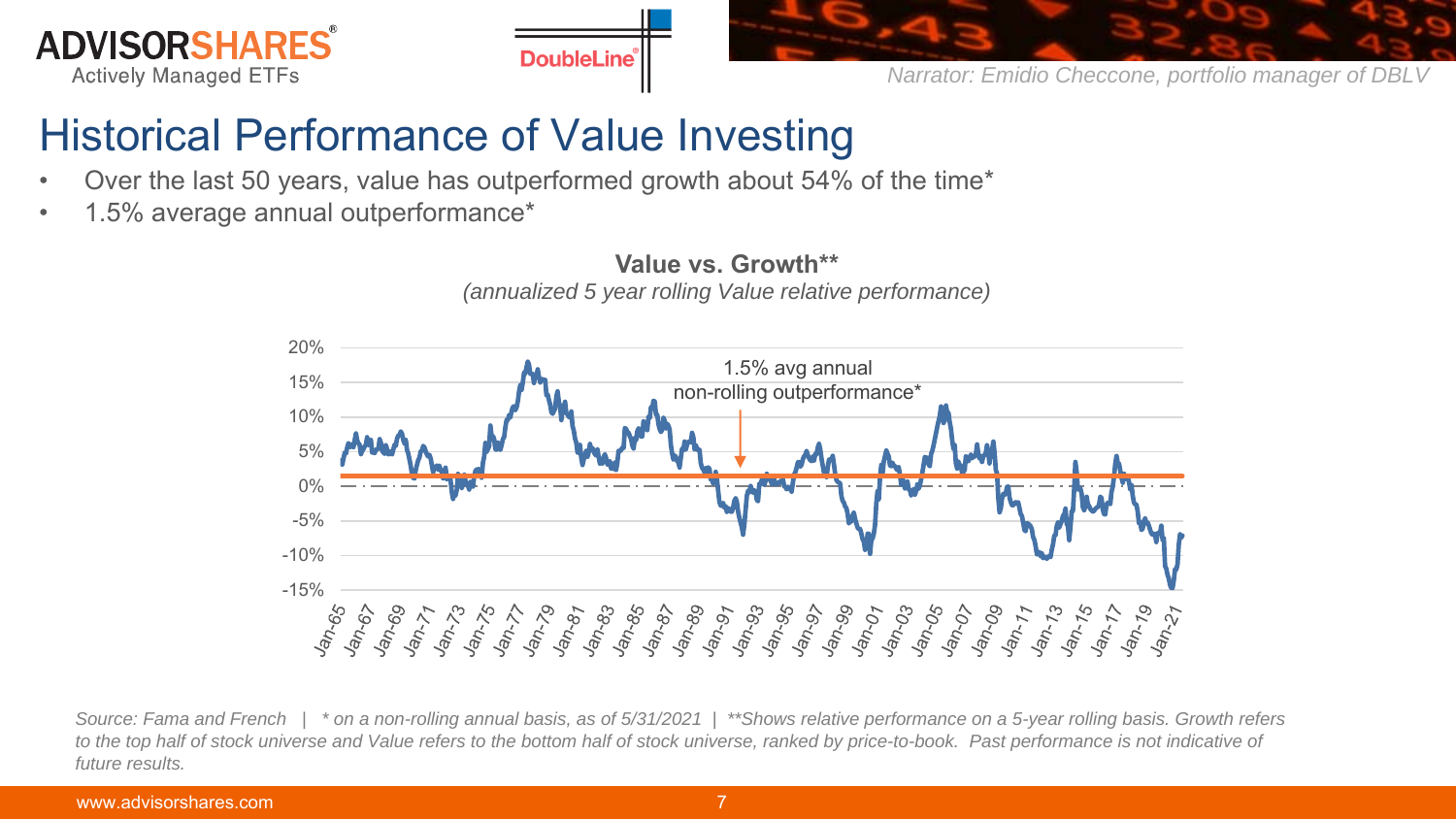Narrator: Emidio Checcone, portfolio manager of DBLV

# Historical Performance of Value Investing

- Over the last 50 years, value has outperformed growth about 54% of the time*
- 1.5% average annual outperformance*

**Value vs. Growth****

*(annualized 5 year rolling Value relative performance)*

1.5% avg annual non-rolling outperformance*

*Source: Fama and French | * on a non-rolling annual basis, as of 5/31/2021 | **Shows relative performance on a 5-year rolling basis. Growth refers to the top half of stock universe and Value refers to the bottom half of stock universe, ranked by price-to-book. Past performance is not indicative of future results.*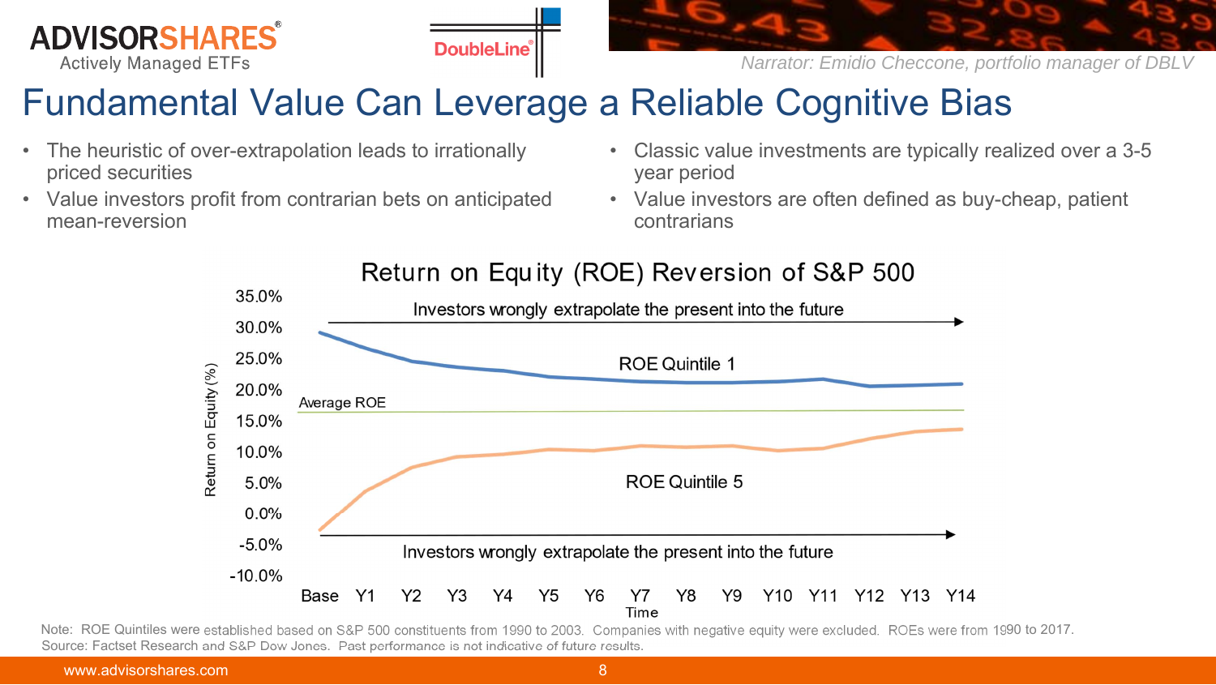ADVISORSHARES® Actively Managed ETFs

DoubleLine®

*Narrator: Emidio Checcone, portfolio manager of DBLV*

# Fundamental Value Can Leverage a Reliable Cognitive Bias

- The heuristic of over-extrapolation leads to irrationally priced securities
- Value investors profit from contrarian bets on anticipated mean-reversion
- Classic value investments are typically realized over a 3-5 year period
- Value investors are often defined as buy-cheap, patient contrarians

## Return on Equity (ROE) Reversion of S&P 500

Chart labels:

- Y-axis: Return on Equity (%), ranging from -10.0% to 35.0% (-10.0%, -5.0%, 0.0%, 5.0%, 10.0%, 15.0%, 20.0%, 25.0%, 30.0%, 35.0%)
- X-axis: Time (Base, Y1, Y2, Y3, Y4, Y5, Y6, Y7, Y8, Y9, Y10, Y11, Y12, Y13, Y14)
- Series: ROE Quintile 1; Average ROE; ROE Quintile 5
- Upper annotation: Investors wrongly extrapolate the present into the future
- Lower annotation: Investors wrongly extrapolate the present into the future

Note: ROE Quintiles were established based on S&P 500 constituents from 1990 to 2003. Companies with negative equity were excluded. ROEs were from 1990 to 2017.
Source: Factset Research and S&P Dow Jones. Past performance is not indicative of future results.

www.advisorshares.com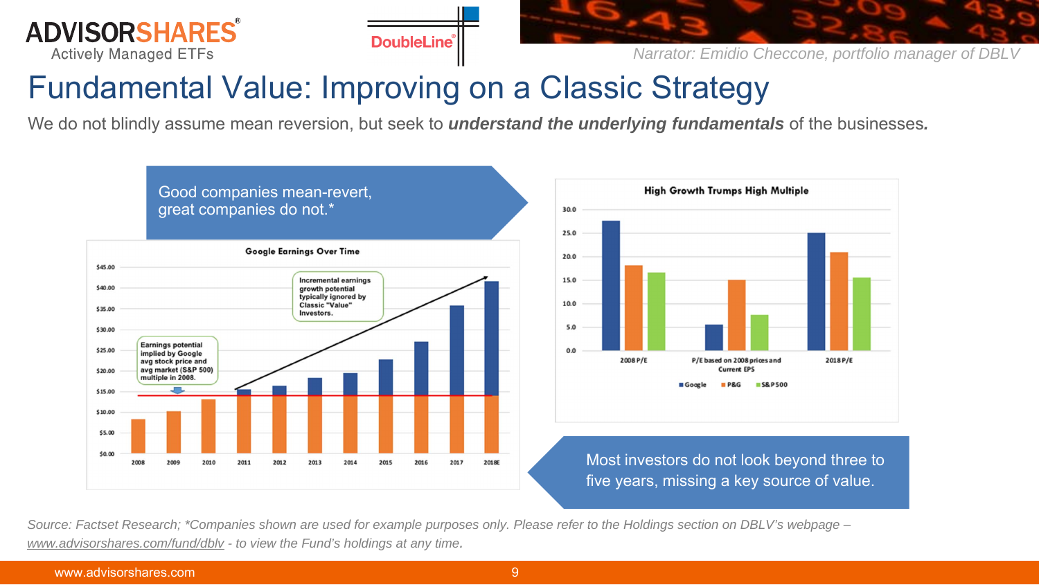Narrator: Emidio Checcone, portfolio manager of DBLV

# Fundamental Value: Improving on a Classic Strategy

We do not blindly assume mean reversion, but seek to ***understand the underlying fundamentals*** of the businesses*.*

Good companies mean-revert, great companies do not.*

**Google Earnings Over Time**

Earnings potential implied by Google avg stock price and avg market (S&P 500) multiple in 2008.

Incremental earnings growth potential typically ignored by Classic "Value" Investors.

**High Growth Trumps High Multiple**

Most investors do not look beyond three to five years, missing a key source of value.

*Source: Factset Research; *Companies shown are used for example purposes only. Please refer to the Holdings section on DBLV's webpage – www.advisorshares.com/fund/dblv - to view the Fund's holdings at any time.*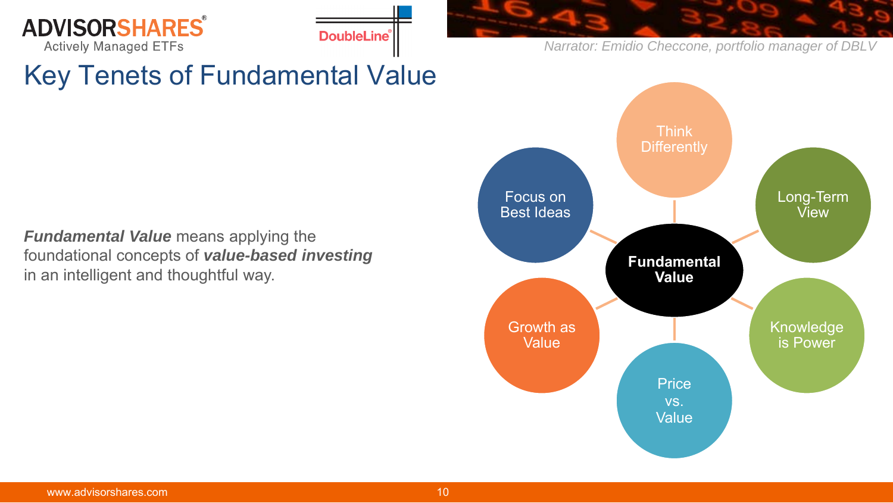Narrator: Emidio Checcone, portfolio manager of DBLV

# Key Tenets of Fundamental Value

***Fundamental Value*** means applying the foundational concepts of ***value-based investing*** in an intelligent and thoughtful way.

**Fundamental Value**

- Think Differently
- Long-Term View
- Knowledge is Power
- Price vs. Value
- Growth as Value
- Focus on Best Ideas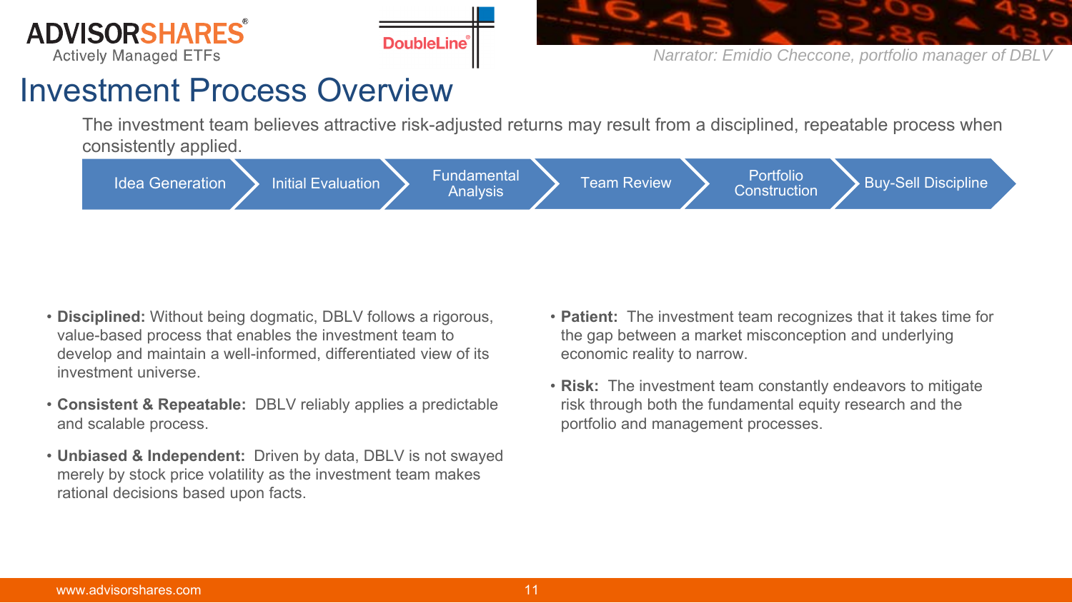*Narrator: Emidio Checcone, portfolio manager of DBLV*

# Investment Process Overview

The investment team believes attractive risk-adjusted returns may result from a disciplined, repeatable process when consistently applied.

Idea Generation → Initial Evaluation → Fundamental Analysis → Team Review → Portfolio Construction → Buy-Sell Discipline

- **Disciplined:** Without being dogmatic, DBLV follows a rigorous, value-based process that enables the investment team to develop and maintain a well-informed, differentiated view of its investment universe.
- **Consistent & Repeatable:** DBLV reliably applies a predictable and scalable process.
- **Unbiased & Independent:** Driven by data, DBLV is not swayed merely by stock price volatility as the investment team makes rational decisions based upon facts.
- **Patient:** The investment team recognizes that it takes time for the gap between a market misconception and underlying economic reality to narrow.
- **Risk:** The investment team constantly endeavors to mitigate risk through both the fundamental equity research and the portfolio and management processes.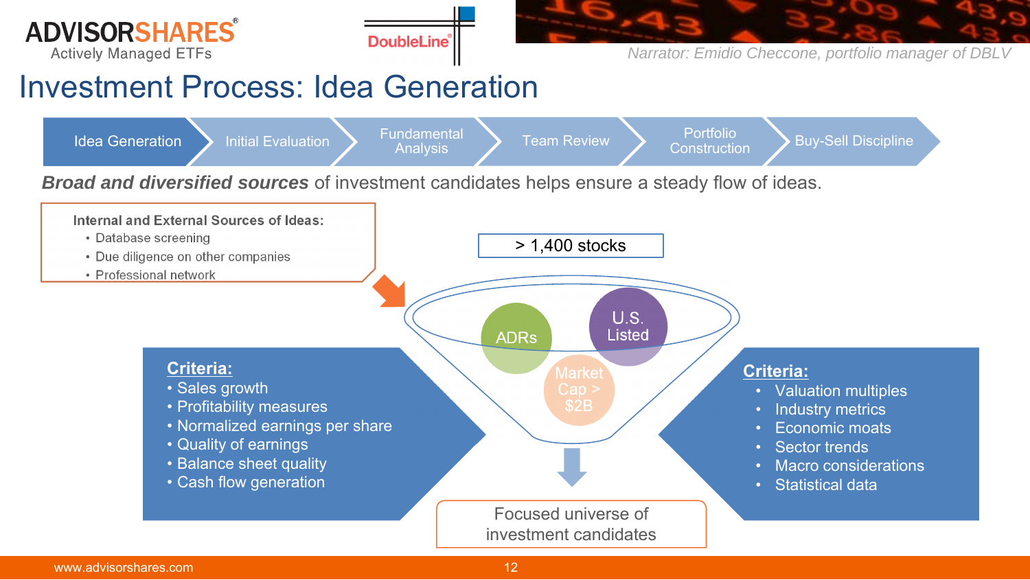ADVISORSHARES® Actively Managed ETFs

DoubleLine®

*Narrator: Emidio Checcone, portfolio manager of DBLV*

# Investment Process: Idea Generation

Idea Generation → Initial Evaluation → Fundamental Analysis → Team Review → Portfolio Construction → Buy-Sell Discipline

***Broad and diversified sources*** of investment candidates helps ensure a steady flow of ideas.

**Internal and External Sources of Ideas:**

- Database screening
- Due diligence on other companies
- Professional network

> 1,400 stocks

ADRs

U.S. Listed

Market Cap > $2B

**Criteria:**

- Sales growth
- Profitability measures
- Normalized earnings per share
- Quality of earnings
- Balance sheet quality
- Cash flow generation

**Criteria:**

- Valuation multiples
- Industry metrics
- Economic moats
- Sector trends
- Macro considerations
- Statistical data

Focused universe of investment candidates

www.advisorshares.com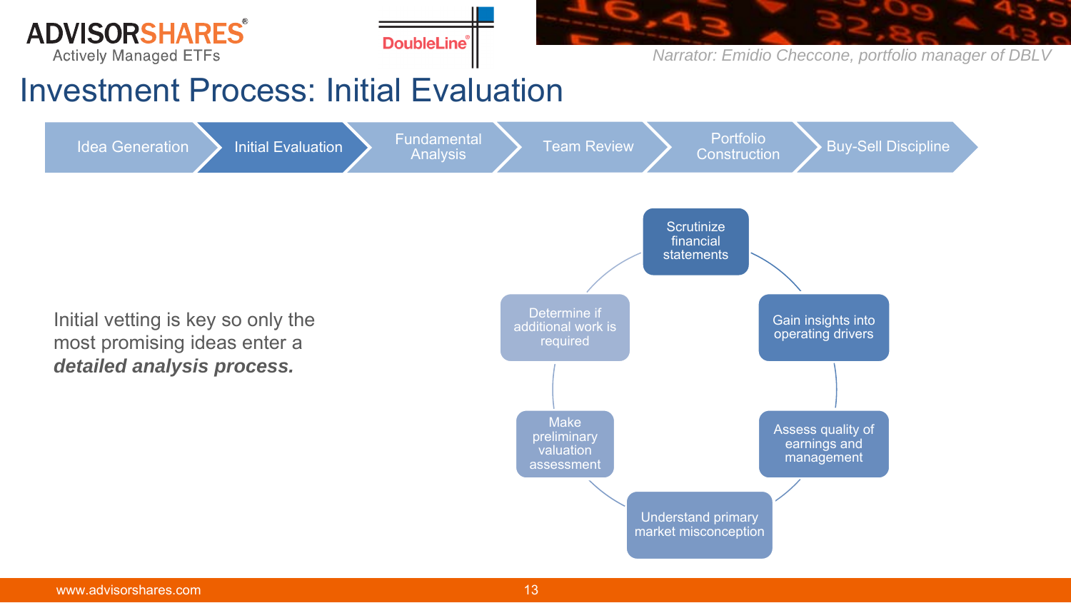Narrator: Emidio Checcone, portfolio manager of DBLV

# Investment Process: Initial Evaluation

Idea Generation → **Initial Evaluation** → Fundamental Analysis → Team Review → Portfolio Construction → Buy-Sell Discipline

Initial vetting is key so only the most promising ideas enter a ***detailed analysis process.***

- Scrutinize financial statements
- Gain insights into operating drivers
- Assess quality of earnings and management
- Understand primary market misconception
- Make preliminary valuation assessment
- Determine if additional work is required

www.advisorshares.com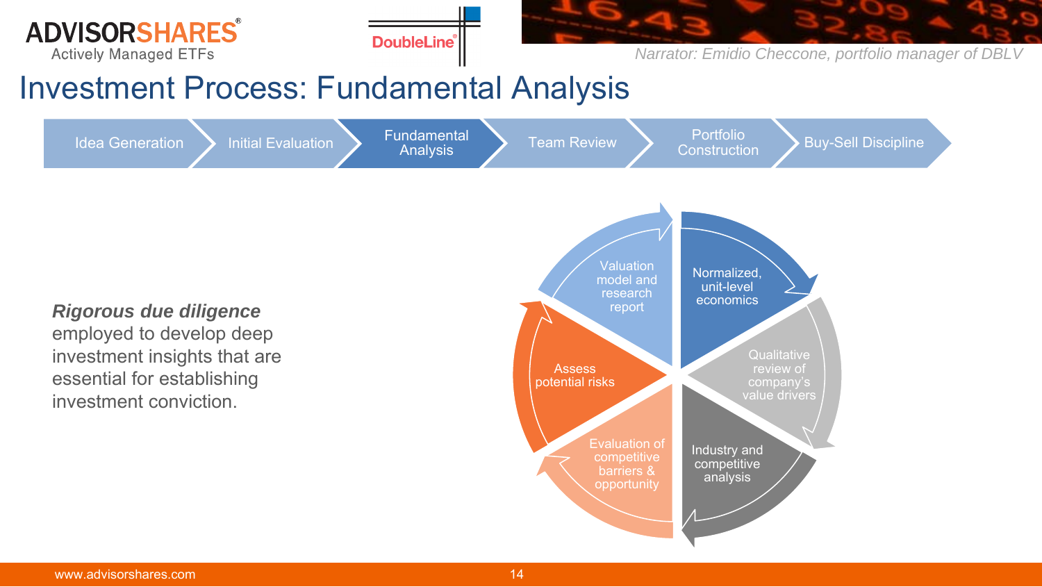Narrator: Emidio Checcone, portfolio manager of DBLV

# Investment Process: Fundamental Analysis

Idea Generation → Initial Evaluation → **Fundamental Analysis** → Team Review → Portfolio Construction → Buy-Sell Discipline

***Rigorous due diligence*** employed to develop deep investment insights that are essential for establishing investment conviction.

- Normalized, unit-level economics
- Qualitative review of company's value drivers
- Industry and competitive analysis
- Evaluation of competitive barriers & opportunity
- Assess potential risks
- Valuation model and research report

www.advisorshares.com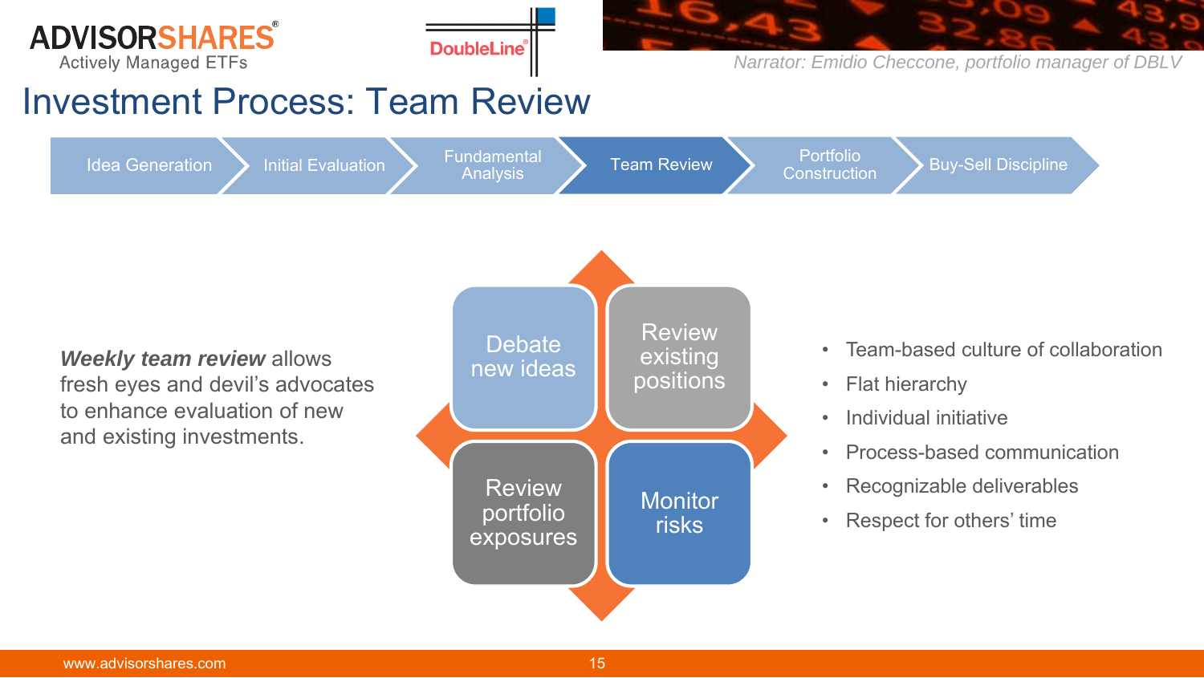Narrator: Emidio Checcone, portfolio manager of DBLV

# Investment Process: Team Review

Idea Generation → Initial Evaluation → Fundamental Analysis → **Team Review** → Portfolio Construction → Buy-Sell Discipline

***Weekly team review*** allows fresh eyes and devil's advocates to enhance evaluation of new and existing investments.

- Debate new ideas
- Review existing positions
- Review portfolio exposures
- Monitor risks

- Team-based culture of collaboration
- Flat hierarchy
- Individual initiative
- Process-based communication
- Recognizable deliverables
- Respect for others' time

www.advisorshares.com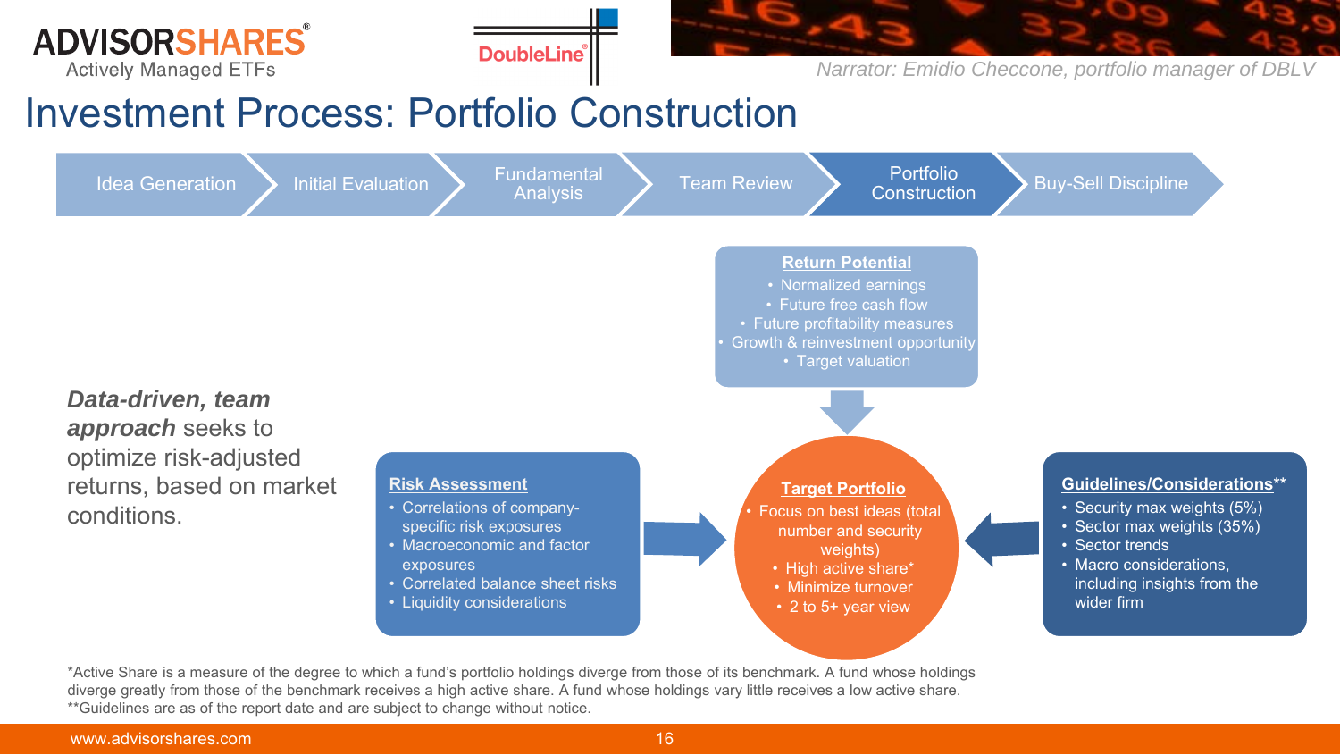Narrator: Emidio Checcone, portfolio manager of DBLV

# Investment Process: Portfolio Construction

Idea Generation → Initial Evaluation → Fundamental Analysis → Team Review → **Portfolio Construction** → Buy-Sell Discipline

***Data-driven, team approach*** seeks to optimize risk-adjusted returns, based on market conditions.

### Return Potential

- Normalized earnings
- Future free cash flow
- Future profitability measures
- Growth & reinvestment opportunity
- Target valuation

### Risk Assessment

- Correlations of company-specific risk exposures
- Macroeconomic and factor exposures
- Correlated balance sheet risks
- Liquidity considerations

### Target Portfolio

- Focus on best ideas (total number and security weights)
- High active share*
- Minimize turnover
- 2 to 5+ year view

### Guidelines/Considerations**

- Security max weights (5%)
- Sector max weights (35%)
- Sector trends
- Macro considerations, including insights from the wider firm

*Active Share is a measure of the degree to which a fund's portfolio holdings diverge from those of its benchmark. A fund whose holdings diverge greatly from those of the benchmark receives a high active share. A fund whose holdings vary little receives a low active share.

**Guidelines are as of the report date and are subject to change without notice.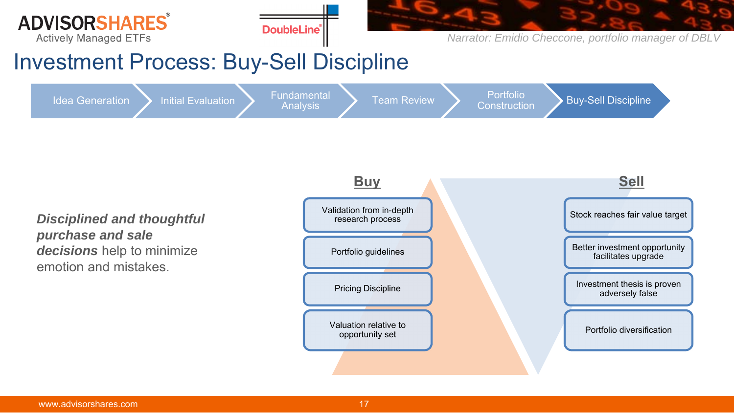ADVISORSHARES Actively Managed ETFs | DoubleLine

*Narrator: Emidio Checcone, portfolio manager of DBLV*

# Investment Process: Buy-Sell Discipline

Idea Generation → Initial Evaluation → Fundamental Analysis → Team Review → Portfolio Construction → **Buy-Sell Discipline**

***Disciplined and thoughtful purchase and sale decisions*** *help to minimize emotion and mistakes.*

| **Buy** | **Sell** |
|---|---|
| Validation from in-depth research process | Stock reaches fair value target |
| Portfolio guidelines | Better investment opportunity facilitates upgrade |
| Pricing Discipline | Investment thesis is proven adversely false |
| Valuation relative to opportunity set | Portfolio diversification |

www.advisorshares.com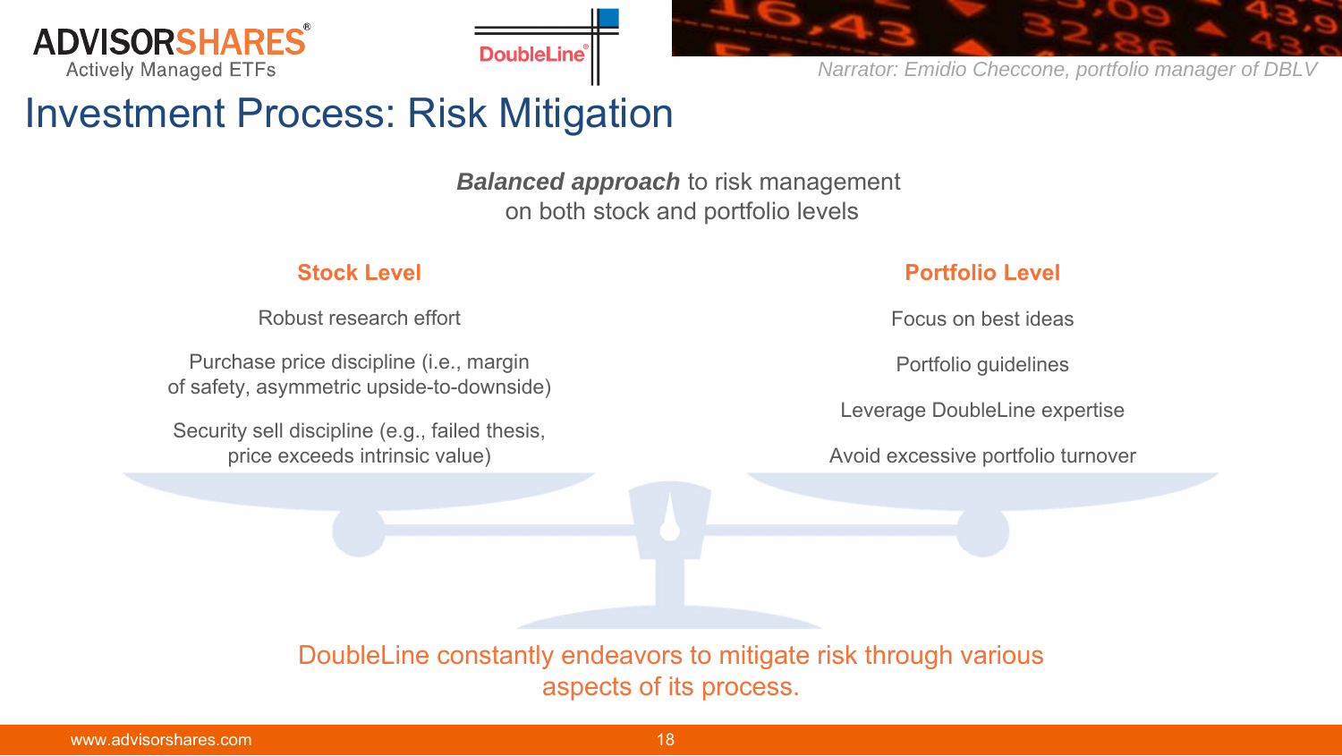Narrator: Emidio Checcone, portfolio manager of DBLV

# Investment Process: Risk Mitigation

***Balanced approach*** to risk management
on both stock and portfolio levels

## Stock Level

Robust research effort

Purchase price discipline (i.e., margin of safety, asymmetric upside-to-downside)

Security sell discipline (e.g., failed thesis, price exceeds intrinsic value)

## Portfolio Level

Focus on best ideas

Portfolio guidelines

Leverage DoubleLine expertise

Avoid excessive portfolio turnover

DoubleLine constantly endeavors to mitigate risk through various aspects of its process.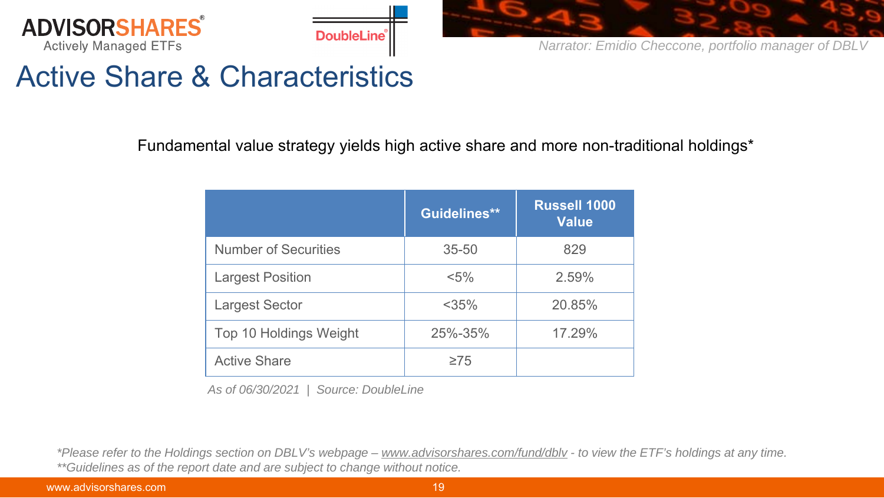# Active Share & Characteristics

*Narrator: Emidio Checcone, portfolio manager of DBLV*

Fundamental value strategy yields high active share and more non-traditional holdings*

| | Guidelines** | Russell 1000 Value |
|---|---|---|
| Number of Securities | 35-50 | 829 |
| Largest Position | <5% | 2.59% |
| Largest Sector | <35% | 20.85% |
| Top 10 Holdings Weight | 25%-35% | 17.29% |
| Active Share | ≥75 | |

*As of 06/30/2021 | Source: DoubleLine*

*Please refer to the Holdings section on DBLV's webpage – www.advisorshares.com/fund/dblv - to view the ETF's holdings at any time.
**Guidelines as of the report date and are subject to change without notice.*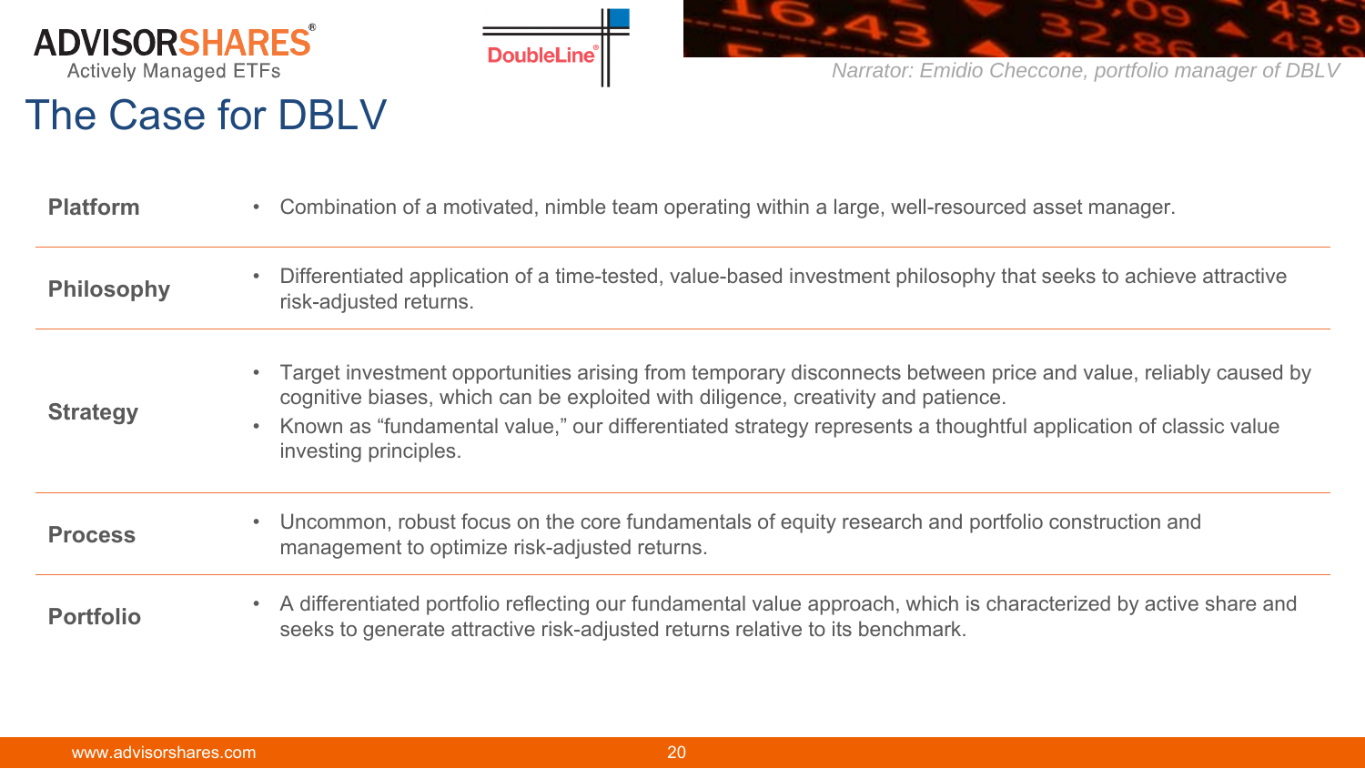Narrator: *Emidio Checcone, portfolio manager of DBLV*

# The Case for DBLV

| | |
|---|---|
| **Platform** | • Combination of a motivated, nimble team operating within a large, well-resourced asset manager. |
| **Philosophy** | • Differentiated application of a time-tested, value-based investment philosophy that seeks to achieve attractive risk-adjusted returns. |
| **Strategy** | • Target investment opportunities arising from temporary disconnects between price and value, reliably caused by cognitive biases, which can be exploited with diligence, creativity and patience.<br>• Known as “fundamental value,” our differentiated strategy represents a thoughtful application of classic value investing principles. |
| **Process** | • Uncommon, robust focus on the core fundamentals of equity research and portfolio construction and management to optimize risk-adjusted returns. |
| **Portfolio** | • A differentiated portfolio reflecting our fundamental value approach, which is characterized by active share and seeks to generate attractive risk-adjusted returns relative to its benchmark. |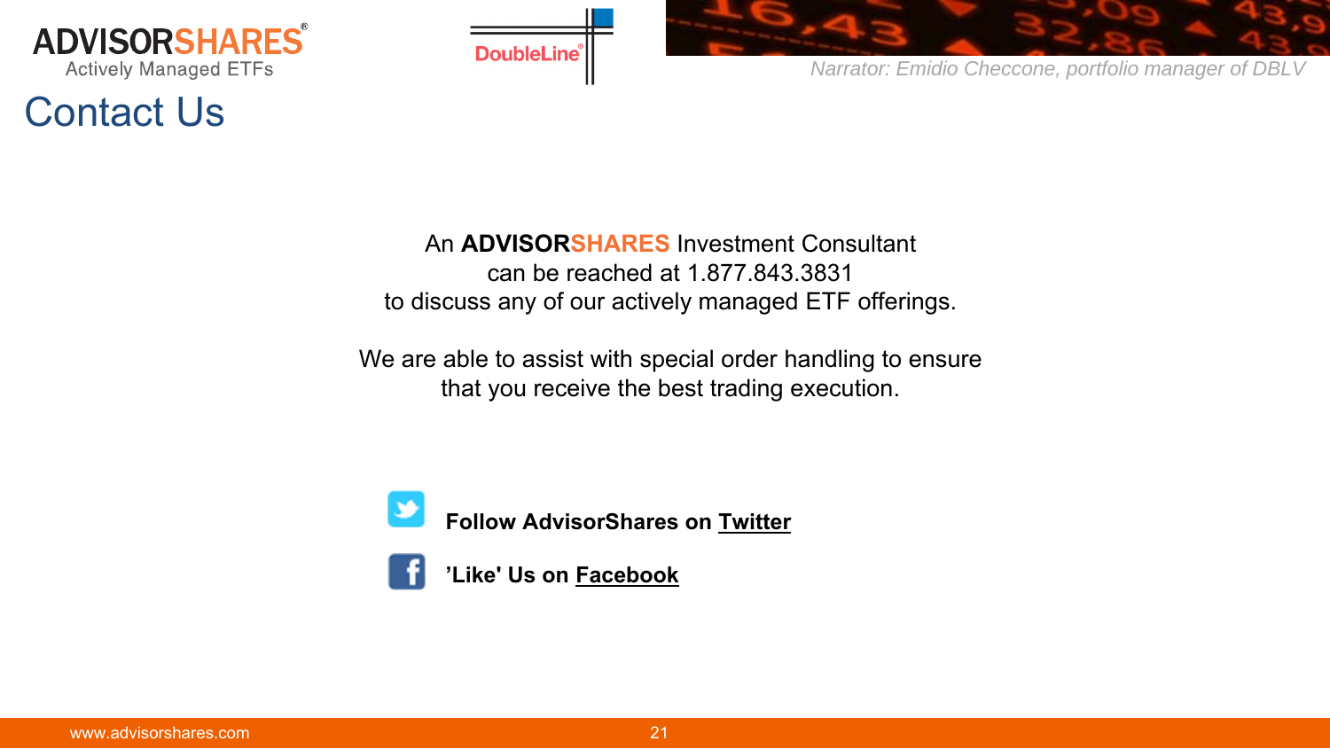# Contact Us

*Narrator: Emidio Checcone, portfolio manager of DBLV*

An **ADVISORSHARES** Investment Consultant
can be reached at 1.877.843.3831
to discuss any of our actively managed ETF offerings.

We are able to assist with special order handling to ensure
that you receive the best trading execution.

**Follow AdvisorShares on Twitter**

**’Like' Us on Facebook**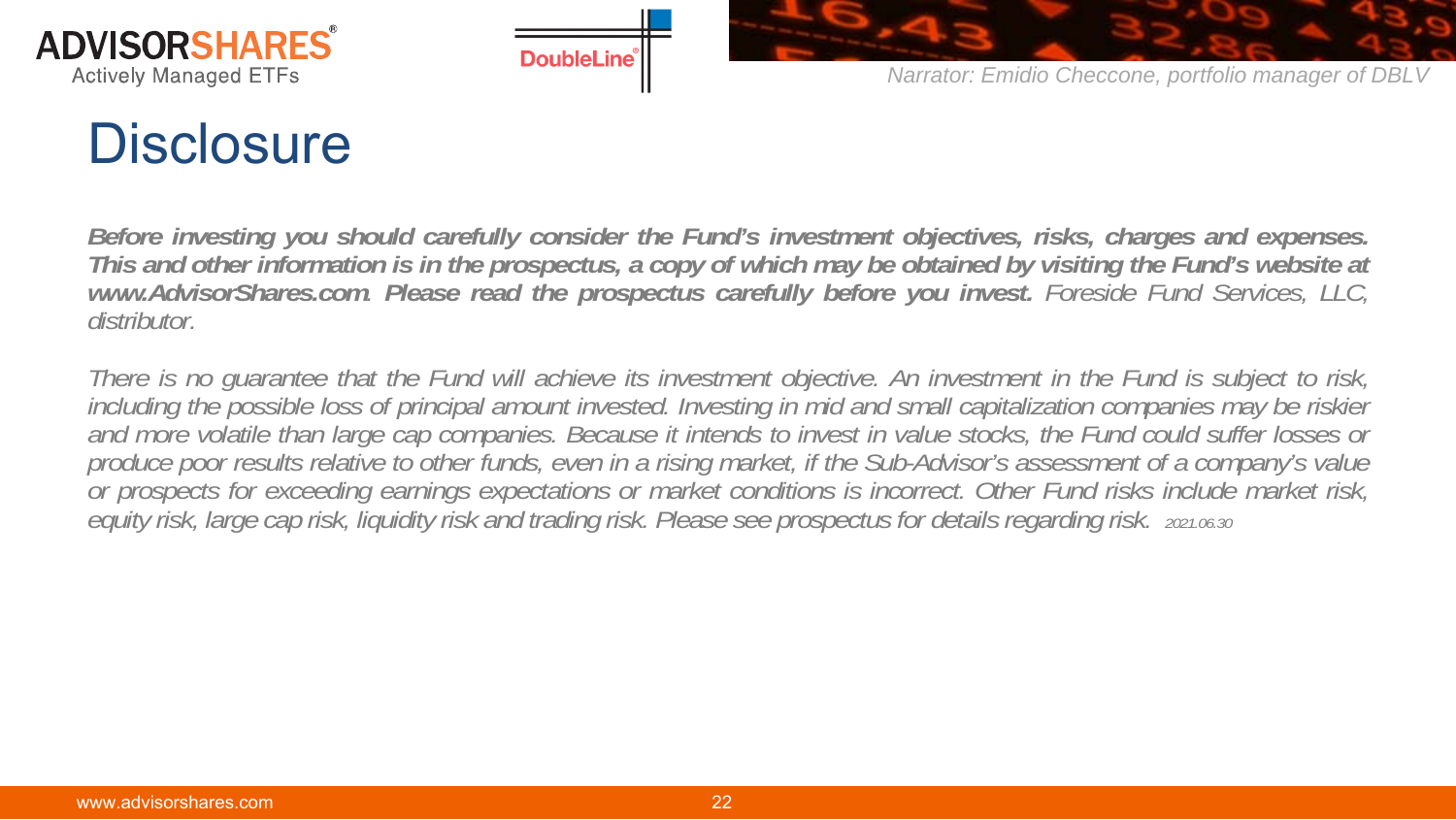*Narrator: Emidio Checcone, portfolio manager of DBLV*

# Disclosure

***Before investing you should carefully consider the Fund's investment objectives, risks, charges and expenses. This and other information is in the prospectus, a copy of which may be obtained by visiting the Fund's website at www.AdvisorShares.com. Please read the prospectus carefully before you invest.*** *Foreside Fund Services, LLC, distributor.*

*There is no guarantee that the Fund will achieve its investment objective. An investment in the Fund is subject to risk, including the possible loss of principal amount invested. Investing in mid and small capitalization companies may be riskier and more volatile than large cap companies. Because it intends to invest in value stocks, the Fund could suffer losses or produce poor results relative to other funds, even in a rising market, if the Sub-Advisor's assessment of a company's value or prospects for exceeding earnings expectations or market conditions is incorrect. Other Fund risks include market risk, equity risk, large cap risk, liquidity risk and trading risk. Please see prospectus for details regarding risk.* *2021.06.30*